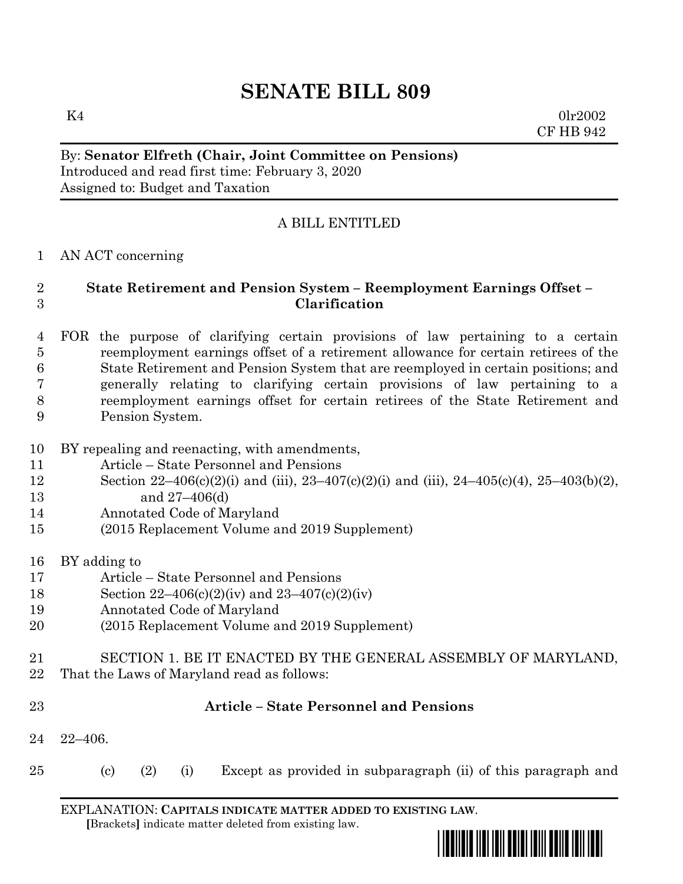# SENATE BILL 809

K4 0lr2002
CF HB 942

By: **Senator Elfreth (Chair, Joint Committee on Pensions)**
Introduced and read first time: February 3, 2020
Assigned to: Budget and Taxation

A BILL ENTITLED

1 AN ACT concerning

2 **State Retirement and Pension System – Reemployment Earnings Offset –**
3 **Clarification**

4 FOR the purpose of clarifying certain provisions of law pertaining to a certain
5 reemployment earnings offset of a retirement allowance for certain retirees of the
6 State Retirement and Pension System that are reemployed in certain positions; and
7 generally relating to clarifying certain provisions of law pertaining to a
8 reemployment earnings offset for certain retirees of the State Retirement and
9 Pension System.

10 BY repealing and reenacting, with amendments,
11 Article – State Personnel and Pensions
12 Section 22–406(c)(2)(i) and (iii), 23–407(c)(2)(i) and (iii), 24–405(c)(4), 25–403(b)(2),
13 and 27–406(d)
14 Annotated Code of Maryland
15 (2015 Replacement Volume and 2019 Supplement)

16 BY adding to
17 Article – State Personnel and Pensions
18 Section 22–406(c)(2)(iv) and 23–407(c)(2)(iv)
19 Annotated Code of Maryland
20 (2015 Replacement Volume and 2019 Supplement)

21 SECTION 1. BE IT ENACTED BY THE GENERAL ASSEMBLY OF MARYLAND,
22 That the Laws of Maryland read as follows:

23 **Article – State Personnel and Pensions**

24 22–406.

25 (c) (2) (i) Except as provided in subparagraph (ii) of this paragraph and

EXPLANATION: **CAPITALS INDICATE MATTER ADDED TO EXISTING LAW**.
**[**Brackets**]** indicate matter deleted from existing law.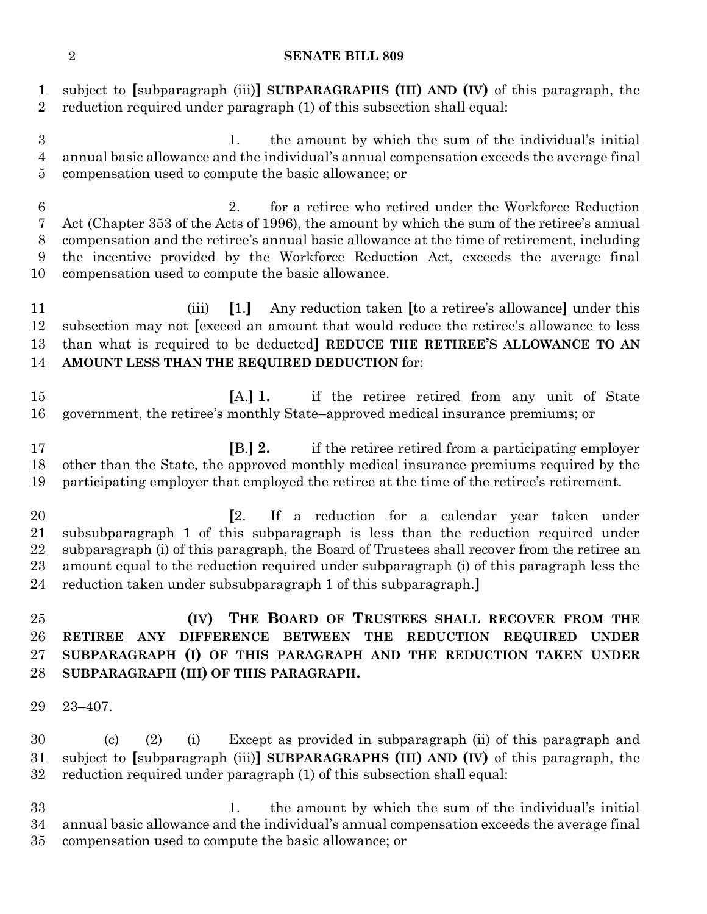subject to [subparagraph (iii)] **SUBPARAGRAPHS (III) AND (IV)** of this paragraph, the reduction required under paragraph (1) of this subsection shall equal:

1. the amount by which the sum of the individual's initial annual basic allowance and the individual's annual compensation exceeds the average final compensation used to compute the basic allowance; or

2. for a retiree who retired under the Workforce Reduction Act (Chapter 353 of the Acts of 1996), the amount by which the sum of the retiree's annual compensation and the retiree's annual basic allowance at the time of retirement, including the incentive provided by the Workforce Reduction Act, exceeds the average final compensation used to compute the basic allowance.

(iii) [1.] Any reduction taken [to a retiree's allowance] under this subsection may not [exceed an amount that would reduce the retiree's allowance to less than what is required to be deducted] **REDUCE THE RETIREE'S ALLOWANCE TO AN AMOUNT LESS THAN THE REQUIRED DEDUCTION** for:

[A.] **1.** if the retiree retired from any unit of State government, the retiree's monthly State–approved medical insurance premiums; or

[B.] **2.** if the retiree retired from a participating employer other than the State, the approved monthly medical insurance premiums required by the participating employer that employed the retiree at the time of the retiree's retirement.

[2. If a reduction for a calendar year taken under subsubparagraph 1 of this subparagraph is less than the reduction required under subparagraph (i) of this paragraph, the Board of Trustees shall recover from the retiree an amount equal to the reduction required under subparagraph (i) of this paragraph less the reduction taken under subsubparagraph 1 of this subparagraph.]

**(IV) THE BOARD OF TRUSTEES SHALL RECOVER FROM THE RETIREE ANY DIFFERENCE BETWEEN THE REDUCTION REQUIRED UNDER SUBPARAGRAPH (I) OF THIS PARAGRAPH AND THE REDUCTION TAKEN UNDER SUBPARAGRAPH (III) OF THIS PARAGRAPH.**

23–407.

(c) (2) (i) Except as provided in subparagraph (ii) of this paragraph and subject to [subparagraph (iii)] **SUBPARAGRAPHS (III) AND (IV)** of this paragraph, the reduction required under paragraph (1) of this subsection shall equal:

1. the amount by which the sum of the individual's initial annual basic allowance and the individual's annual compensation exceeds the average final compensation used to compute the basic allowance; or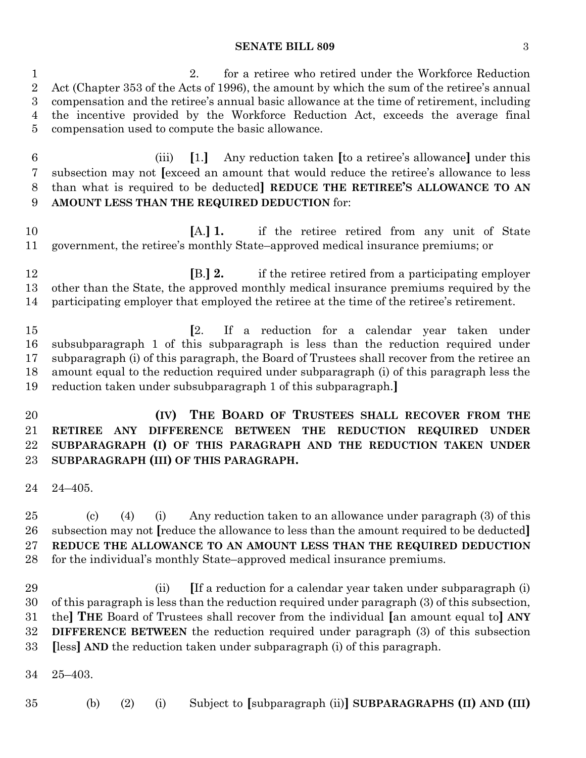2. for a retiree who retired under the Workforce Reduction Act (Chapter 353 of the Acts of 1996), the amount by which the sum of the retiree's annual compensation and the retiree's annual basic allowance at the time of retirement, including the incentive provided by the Workforce Reduction Act, exceeds the average final compensation used to compute the basic allowance.

(iii) [1.] Any reduction taken [to a retiree's allowance] under this subsection may not [exceed an amount that would reduce the retiree's allowance to less than what is required to be deducted] **REDUCE THE RETIREE'S ALLOWANCE TO AN AMOUNT LESS THAN THE REQUIRED DEDUCTION** for:

[A.] **1.** if the retiree retired from any unit of State government, the retiree's monthly State–approved medical insurance premiums; or

[B.] **2.** if the retiree retired from a participating employer other than the State, the approved monthly medical insurance premiums required by the participating employer that employed the retiree at the time of the retiree's retirement.

[2. If a reduction for a calendar year taken under subsubparagraph 1 of this subparagraph is less than the reduction required under subparagraph (i) of this paragraph, the Board of Trustees shall recover from the retiree an amount equal to the reduction required under subparagraph (i) of this paragraph less the reduction taken under subsubparagraph 1 of this subparagraph.]

**(IV) THE BOARD OF TRUSTEES SHALL RECOVER FROM THE RETIREE ANY DIFFERENCE BETWEEN THE REDUCTION REQUIRED UNDER SUBPARAGRAPH (I) OF THIS PARAGRAPH AND THE REDUCTION TAKEN UNDER SUBPARAGRAPH (III) OF THIS PARAGRAPH.**

24–405.

(c) (4) (i) Any reduction taken to an allowance under paragraph (3) of this subsection may not [reduce the allowance to less than the amount required to be deducted] **REDUCE THE ALLOWANCE TO AN AMOUNT LESS THAN THE REQUIRED DEDUCTION** for the individual's monthly State–approved medical insurance premiums.

(ii) [If a reduction for a calendar year taken under subparagraph (i) of this paragraph is less than the reduction required under paragraph (3) of this subsection, the] **THE** Board of Trustees shall recover from the individual [an amount equal to] **ANY DIFFERENCE BETWEEN** the reduction required under paragraph (3) of this subsection [less] **AND** the reduction taken under subparagraph (i) of this paragraph.

25–403.

(b) (2) (i) Subject to [subparagraph (ii)] **SUBPARAGRAPHS (II) AND (III)**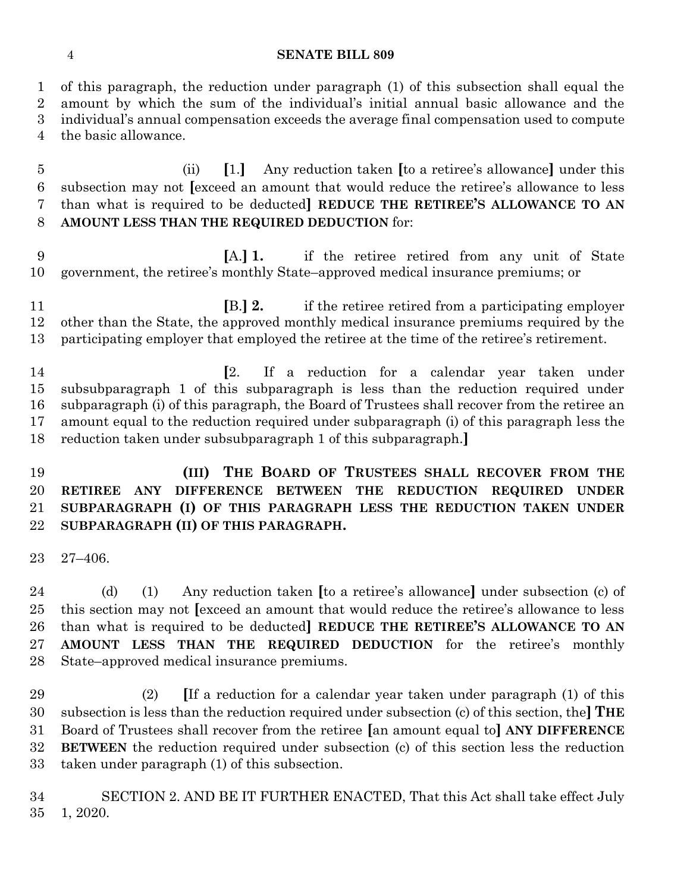of this paragraph, the reduction under paragraph (1) of this subsection shall equal the amount by which the sum of the individual's initial annual basic allowance and the individual's annual compensation exceeds the average final compensation used to compute the basic allowance.

(ii) **[**1.**]** Any reduction taken **[**to a retiree's allowance**]** under this subsection may not **[**exceed an amount that would reduce the retiree's allowance to less than what is required to be deducted**]** **REDUCE THE RETIREE'S ALLOWANCE TO AN AMOUNT LESS THAN THE REQUIRED DEDUCTION** for:

**[**A.**]** **1.** if the retiree retired from any unit of State government, the retiree's monthly State–approved medical insurance premiums; or

**[**B.**]** **2.** if the retiree retired from a participating employer other than the State, the approved monthly medical insurance premiums required by the participating employer that employed the retiree at the time of the retiree's retirement.

**[**2. If a reduction for a calendar year taken under subsubparagraph 1 of this subparagraph is less than the reduction required under subparagraph (i) of this paragraph, the Board of Trustees shall recover from the retiree an amount equal to the reduction required under subparagraph (i) of this paragraph less the reduction taken under subsubparagraph 1 of this subparagraph.**]**

**(III) THE BOARD OF TRUSTEES SHALL RECOVER FROM THE RETIREE ANY DIFFERENCE BETWEEN THE REDUCTION REQUIRED UNDER SUBPARAGRAPH (I) OF THIS PARAGRAPH LESS THE REDUCTION TAKEN UNDER SUBPARAGRAPH (II) OF THIS PARAGRAPH.**

27–406.

(d) (1) Any reduction taken **[**to a retiree's allowance**]** under subsection (c) of this section may not **[**exceed an amount that would reduce the retiree's allowance to less than what is required to be deducted**]** **REDUCE THE RETIREE'S ALLOWANCE TO AN AMOUNT LESS THAN THE REQUIRED DEDUCTION** for the retiree's monthly State–approved medical insurance premiums.

(2) **[**If a reduction for a calendar year taken under paragraph (1) of this subsection is less than the reduction required under subsection (c) of this section, the**]** **THE** Board of Trustees shall recover from the retiree **[**an amount equal to**]** **ANY DIFFERENCE BETWEEN** the reduction required under subsection (c) of this section less the reduction taken under paragraph (1) of this subsection.

SECTION 2. AND BE IT FURTHER ENACTED, That this Act shall take effect July 1, 2020.